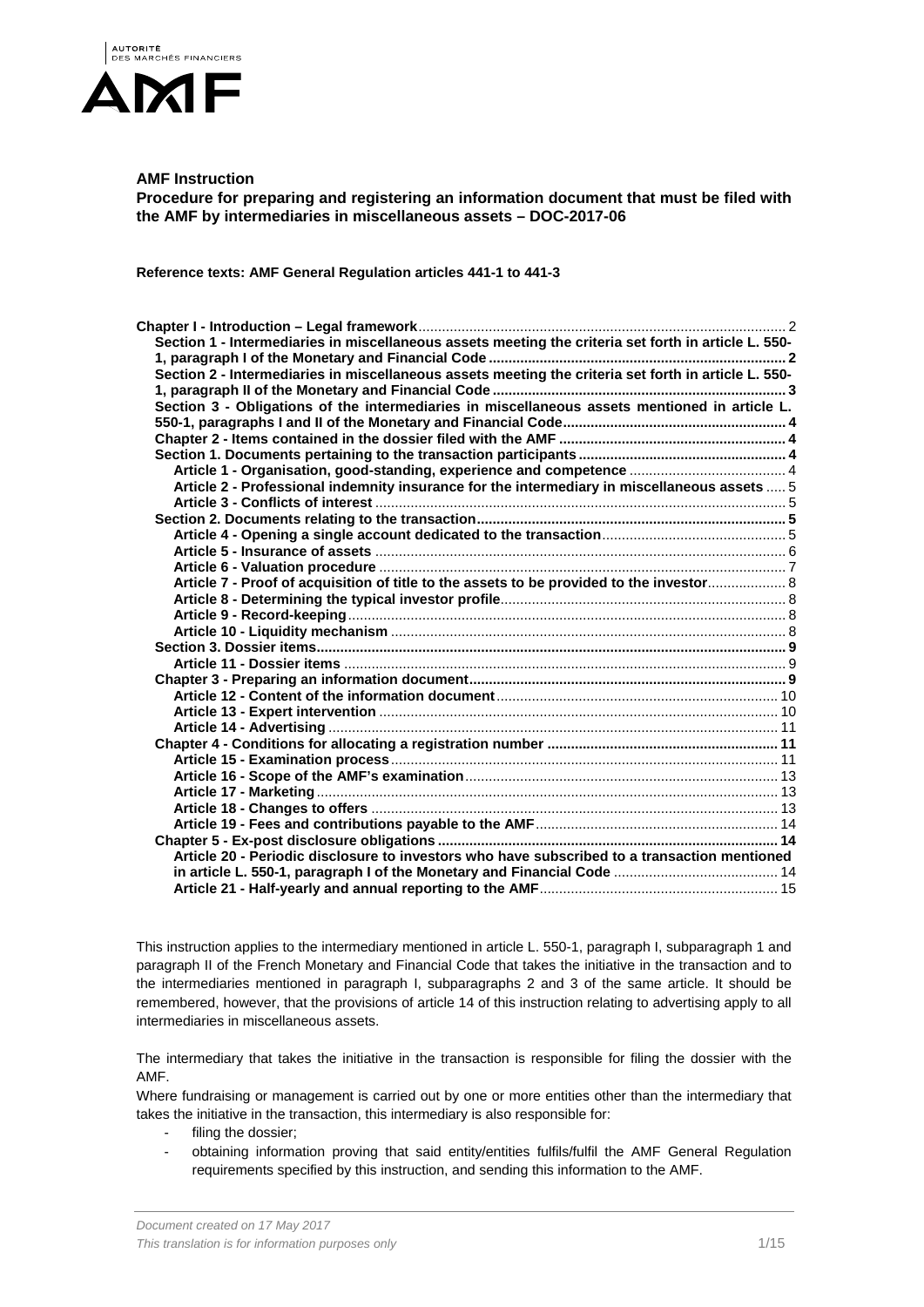AUTORITÉ DES MARCHÉS FINANCIERS

AMF

**AMF Instruction**

**Procedure for preparing and registering an information document that must be filed with the AMF by intermediaries in miscellaneous assets – DOC-2017-06**

**Reference texts: AMF General Regulation articles 441-1 to 441-3**

| | |
|---|---|
| **Chapter I - Introduction – Legal framework** | 2 |
| **Section 1 - Intermediaries in miscellaneous assets meeting the criteria set forth in article L. 550-1, paragraph I of the Monetary and Financial Code** | **2** |
| **Section 2 - Intermediaries in miscellaneous assets meeting the criteria set forth in article L. 550-1, paragraph II of the Monetary and Financial Code** | **3** |
| **Section 3 - Obligations of the intermediaries in miscellaneous assets mentioned in article L. 550-1, paragraphs I and II of the Monetary and Financial Code** | **4** |
| **Chapter 2 - Items contained in the dossier filed with the AMF** | **4** |
| **Section 1. Documents pertaining to the transaction participants** | **4** |
| **Article 1 - Organisation, good-standing, experience and competence** | 4 |
| **Article 2 - Professional indemnity insurance for the intermediary in miscellaneous assets** | 5 |
| **Article 3 - Conflicts of interest** | 5 |
| **Section 2. Documents relating to the transaction** | **5** |
| **Article 4 - Opening a single account dedicated to the transaction** | 5 |
| **Article 5 - Insurance of assets** | 6 |
| **Article 6 - Valuation procedure** | 7 |
| **Article 7 - Proof of acquisition of title to the assets to be provided to the investor** | 8 |
| **Article 8 - Determining the typical investor profile** | 8 |
| **Article 9 - Record-keeping** | 8 |
| **Article 10 - Liquidity mechanism** | 8 |
| **Section 3. Dossier items** | **9** |
| **Article 11 - Dossier items** | 9 |
| **Chapter 3 - Preparing an information document** | **9** |
| **Article 12 - Content of the information document** | 10 |
| **Article 13 - Expert intervention** | 10 |
| **Article 14 - Advertising** | 11 |
| **Chapter 4 - Conditions for allocating a registration number** | **11** |
| **Article 15 - Examination process** | 11 |
| **Article 16 - Scope of the AMF's examination** | 13 |
| **Article 17 - Marketing** | 13 |
| **Article 18 - Changes to offers** | 13 |
| **Article 19 - Fees and contributions payable to the AMF** | 14 |
| **Chapter 5 - Ex-post disclosure obligations** | **14** |
| **Article 20 - Periodic disclosure to investors who have subscribed to a transaction mentioned in article L. 550-1, paragraph I of the Monetary and Financial Code** | 14 |
| **Article 21 - Half-yearly and annual reporting to the AMF** | 15 |

This instruction applies to the intermediary mentioned in article L. 550-1, paragraph I, subparagraph 1 and paragraph II of the French Monetary and Financial Code that takes the initiative in the transaction and to the intermediaries mentioned in paragraph I, subparagraphs 2 and 3 of the same article. It should be remembered, however, that the provisions of article 14 of this instruction relating to advertising apply to all intermediaries in miscellaneous assets.

The intermediary that takes the initiative in the transaction is responsible for filing the dossier with the AMF.

Where fundraising or management is carried out by one or more entities other than the intermediary that takes the initiative in the transaction, this intermediary is also responsible for:

- filing the dossier;
- obtaining information proving that said entity/entities fulfils/fulfil the AMF General Regulation requirements specified by this instruction, and sending this information to the AMF.

*Document created on 17 May 2017*

*This translation is for information purposes only*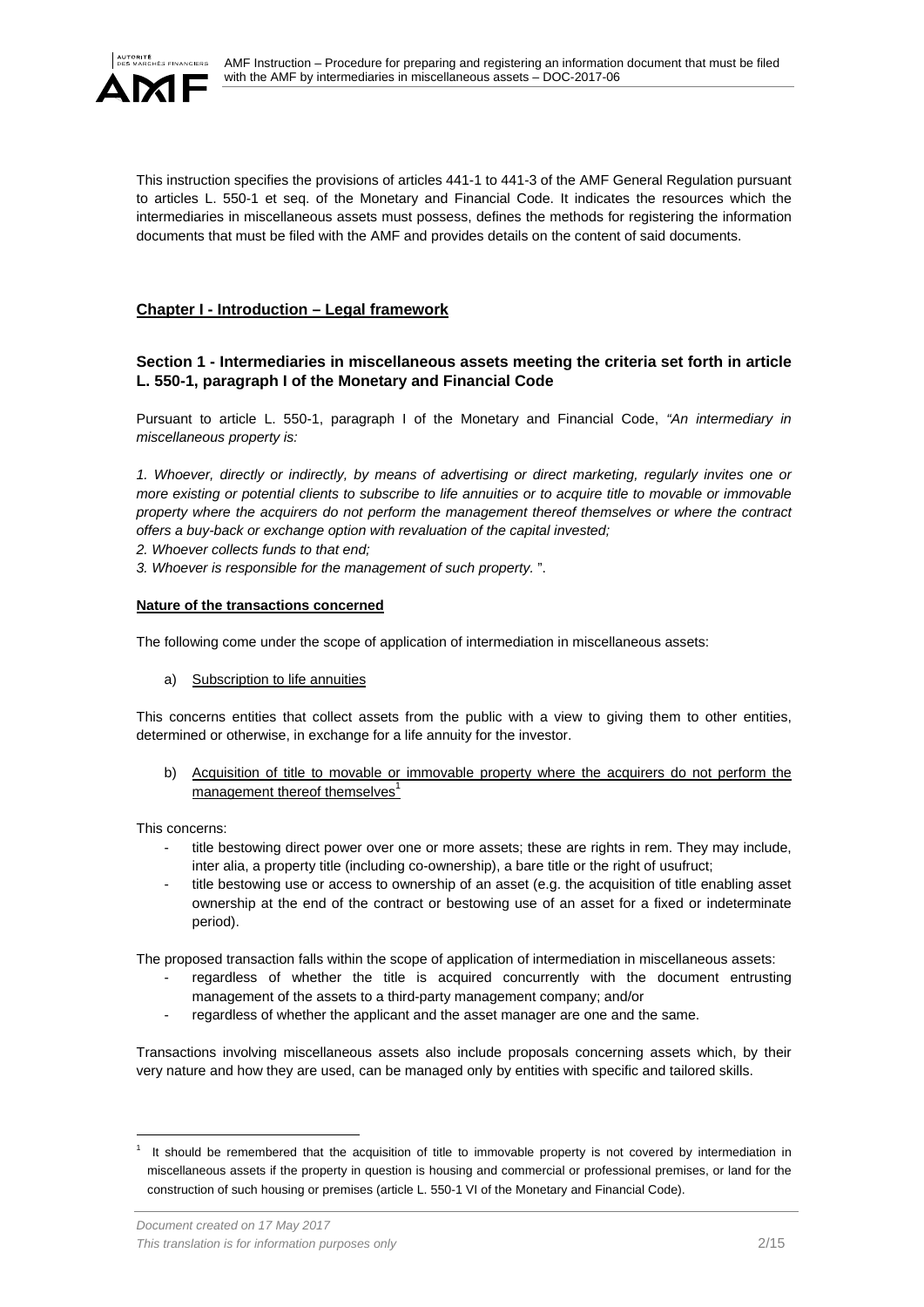This instruction specifies the provisions of articles 441-1 to 441-3 of the AMF General Regulation pursuant to articles L. 550-1 et seq. of the Monetary and Financial Code. It indicates the resources which the intermediaries in miscellaneous assets must possess, defines the methods for registering the information documents that must be filed with the AMF and provides details on the content of said documents.

## Chapter I - Introduction – Legal framework

### Section 1 - Intermediaries in miscellaneous assets meeting the criteria set forth in article L. 550-1, paragraph I of the Monetary and Financial Code

Pursuant to article L. 550-1, paragraph I of the Monetary and Financial Code, *"An intermediary in miscellaneous property is:*

*1. Whoever, directly or indirectly, by means of advertising or direct marketing, regularly invites one or more existing or potential clients to subscribe to life annuities or to acquire title to movable or immovable property where the acquirers do not perform the management thereof themselves or where the contract offers a buy-back or exchange option with revaluation of the capital invested;*
*2. Whoever collects funds to that end;*
*3. Whoever is responsible for the management of such property.* ".

**Nature of the transactions concerned**

The following come under the scope of application of intermediation in miscellaneous assets:

a) Subscription to life annuities

This concerns entities that collect assets from the public with a view to giving them to other entities, determined or otherwise, in exchange for a life annuity for the investor.

b) Acquisition of title to movable or immovable property where the acquirers do not perform the management thereof themselves[1]

This concerns:

- title bestowing direct power over one or more assets; these are rights in rem. They may include, inter alia, a property title (including co-ownership), a bare title or the right of usufruct;
- title bestowing use or access to ownership of an asset (e.g. the acquisition of title enabling asset ownership at the end of the contract or bestowing use of an asset for a fixed or indeterminate period).

The proposed transaction falls within the scope of application of intermediation in miscellaneous assets:

- regardless of whether the title is acquired concurrently with the document entrusting management of the assets to a third-party management company; and/or
- regardless of whether the applicant and the asset manager are one and the same.

Transactions involving miscellaneous assets also include proposals concerning assets which, by their very nature and how they are used, can be managed only by entities with specific and tailored skills.

[1] It should be remembered that the acquisition of title to immovable property is not covered by intermediation in miscellaneous assets if the property in question is housing and commercial or professional premises, or land for the construction of such housing or premises (article L. 550-1 VI of the Monetary and Financial Code).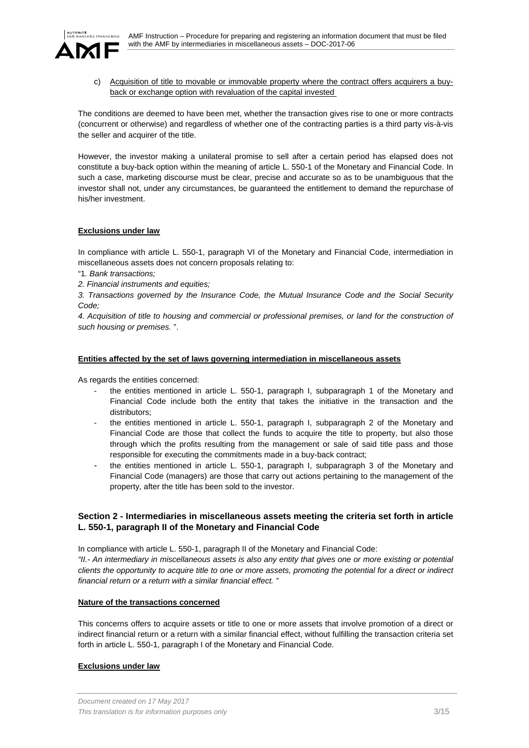c) Acquisition of title to movable or immovable property where the contract offers acquirers a buy-back or exchange option with revaluation of the capital invested

The conditions are deemed to have been met, whether the transaction gives rise to one or more contracts (concurrent or otherwise) and regardless of whether one of the contracting parties is a third party vis-à-vis the seller and acquirer of the title.

However, the investor making a unilateral promise to sell after a certain period has elapsed does not constitute a buy-back option within the meaning of article L. 550-1 of the Monetary and Financial Code. In such a case, marketing discourse must be clear, precise and accurate so as to be unambiguous that the investor shall not, under any circumstances, be guaranteed the entitlement to demand the repurchase of his/her investment.

**Exclusions under law**

In compliance with article L. 550-1, paragraph VI of the Monetary and Financial Code, intermediation in miscellaneous assets does not concern proposals relating to:

"1*. Bank transactions;*

*2. Financial instruments and equities;*

*3. Transactions governed by the Insurance Code, the Mutual Insurance Code and the Social Security Code;*

*4. Acquisition of title to housing and commercial or professional premises, or land for the construction of such housing or premises.* ".

**Entities affected by the set of laws governing intermediation in miscellaneous assets**

As regards the entities concerned:

- the entities mentioned in article L. 550-1, paragraph I, subparagraph 1 of the Monetary and Financial Code include both the entity that takes the initiative in the transaction and the distributors;
- the entities mentioned in article L. 550-1, paragraph I, subparagraph 2 of the Monetary and Financial Code are those that collect the funds to acquire the title to property, but also those through which the profits resulting from the management or sale of said title pass and those responsible for executing the commitments made in a buy-back contract;
- the entities mentioned in article L. 550-1, paragraph I, subparagraph 3 of the Monetary and Financial Code (managers) are those that carry out actions pertaining to the management of the property, after the title has been sold to the investor.

## Section 2 - Intermediaries in miscellaneous assets meeting the criteria set forth in article L. 550-1, paragraph II of the Monetary and Financial Code

In compliance with article L. 550-1, paragraph II of the Monetary and Financial Code:

*"II.- An intermediary in miscellaneous assets is also any entity that gives one or more existing or potential clients the opportunity to acquire title to one or more assets, promoting the potential for a direct or indirect financial return or a return with a similar financial effect. "*

**Nature of the transactions concerned**

This concerns offers to acquire assets or title to one or more assets that involve promotion of a direct or indirect financial return or a return with a similar financial effect, without fulfilling the transaction criteria set forth in article L. 550-1, paragraph I of the Monetary and Financial Code.

**Exclusions under law**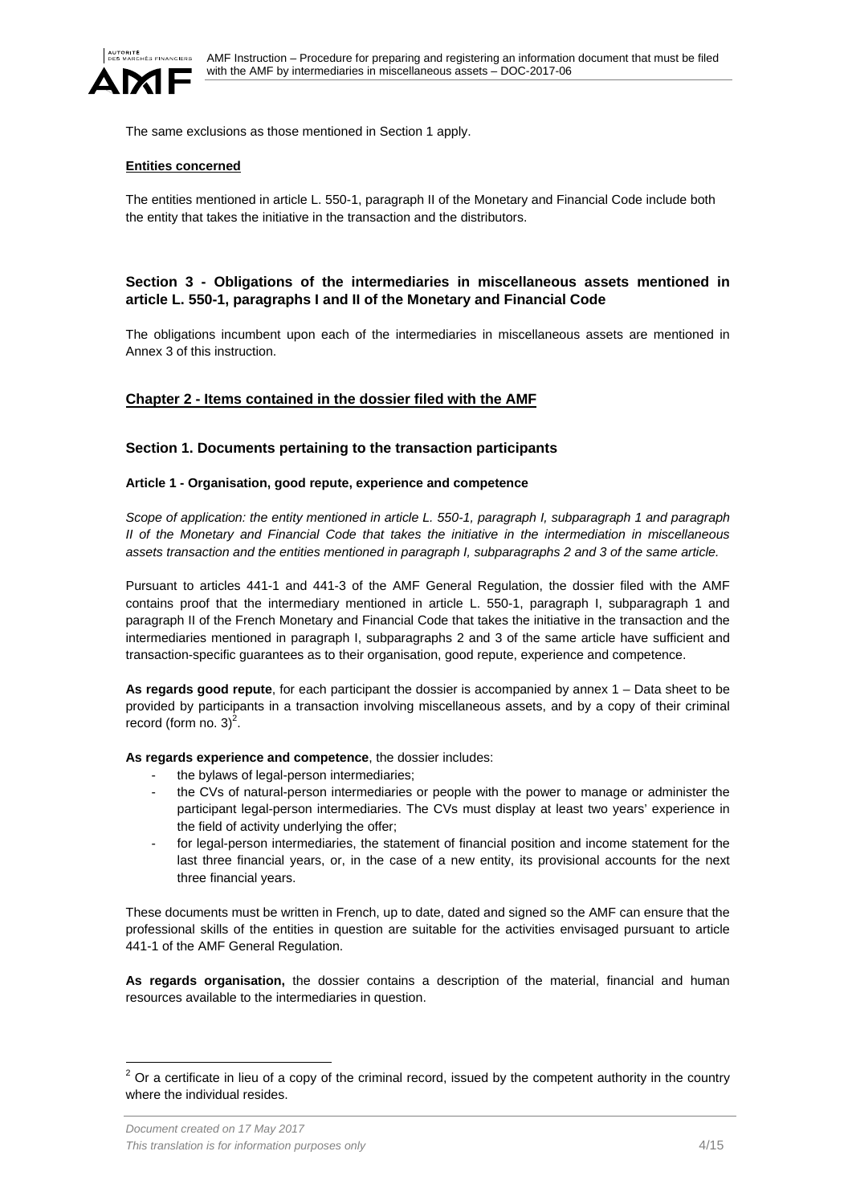The same exclusions as those mentioned in Section 1 apply.

**Entities concerned**

The entities mentioned in article L. 550-1, paragraph II of the Monetary and Financial Code include both the entity that takes the initiative in the transaction and the distributors.

### Section 3 - Obligations of the intermediaries in miscellaneous assets mentioned in article L. 550-1, paragraphs I and II of the Monetary and Financial Code

The obligations incumbent upon each of the intermediaries in miscellaneous assets are mentioned in Annex 3 of this instruction.

## Chapter 2 - Items contained in the dossier filed with the AMF

### Section 1. Documents pertaining to the transaction participants

#### Article 1 - Organisation, good repute, experience and competence

*Scope of application: the entity mentioned in article L. 550-1, paragraph I, subparagraph 1 and paragraph II of the Monetary and Financial Code that takes the initiative in the intermediation in miscellaneous assets transaction and the entities mentioned in paragraph I, subparagraphs 2 and 3 of the same article.*

Pursuant to articles 441-1 and 441-3 of the AMF General Regulation, the dossier filed with the AMF contains proof that the intermediary mentioned in article L. 550-1, paragraph I, subparagraph 1 and paragraph II of the French Monetary and Financial Code that takes the initiative in the transaction and the intermediaries mentioned in paragraph I, subparagraphs 2 and 3 of the same article have sufficient and transaction-specific guarantees as to their organisation, good repute, experience and competence.

**As regards good repute**, for each participant the dossier is accompanied by annex 1 – Data sheet to be provided by participants in a transaction involving miscellaneous assets, and by a copy of their criminal record (form no. 3)[2].

**As regards experience and competence**, the dossier includes:

- the bylaws of legal-person intermediaries;
- the CVs of natural-person intermediaries or people with the power to manage or administer the participant legal-person intermediaries. The CVs must display at least two years' experience in the field of activity underlying the offer;
- for legal-person intermediaries, the statement of financial position and income statement for the last three financial years, or, in the case of a new entity, its provisional accounts for the next three financial years.

These documents must be written in French, up to date, dated and signed so the AMF can ensure that the professional skills of the entities in question are suitable for the activities envisaged pursuant to article 441-1 of the AMF General Regulation.

**As regards organisation,** the dossier contains a description of the material, financial and human resources available to the intermediaries in question.

[2] Or a certificate in lieu of a copy of the criminal record, issued by the competent authority in the country where the individual resides.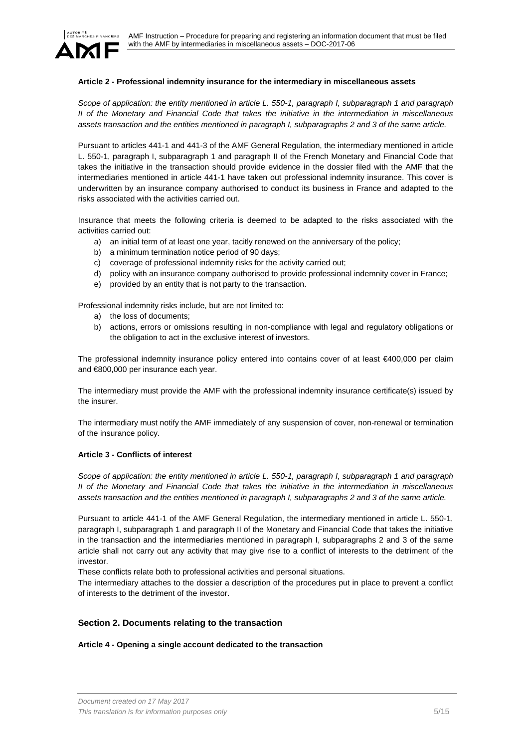**Article 2 - Professional indemnity insurance for the intermediary in miscellaneous assets**

*Scope of application: the entity mentioned in article L. 550-1, paragraph I, subparagraph 1 and paragraph II of the Monetary and Financial Code that takes the initiative in the intermediation in miscellaneous assets transaction and the entities mentioned in paragraph I, subparagraphs 2 and 3 of the same article.*

Pursuant to articles 441-1 and 441-3 of the AMF General Regulation, the intermediary mentioned in article L. 550-1, paragraph I, subparagraph 1 and paragraph II of the French Monetary and Financial Code that takes the initiative in the transaction should provide evidence in the dossier filed with the AMF that the intermediaries mentioned in article 441-1 have taken out professional indemnity insurance. This cover is underwritten by an insurance company authorised to conduct its business in France and adapted to the risks associated with the activities carried out.

Insurance that meets the following criteria is deemed to be adapted to the risks associated with the activities carried out:

a) an initial term of at least one year, tacitly renewed on the anniversary of the policy;
b) a minimum termination notice period of 90 days;
c) coverage of professional indemnity risks for the activity carried out;
d) policy with an insurance company authorised to provide professional indemnity cover in France;
e) provided by an entity that is not party to the transaction.

Professional indemnity risks include, but are not limited to:

a) the loss of documents;
b) actions, errors or omissions resulting in non-compliance with legal and regulatory obligations or the obligation to act in the exclusive interest of investors.

The professional indemnity insurance policy entered into contains cover of at least €400,000 per claim and €800,000 per insurance each year.

The intermediary must provide the AMF with the professional indemnity insurance certificate(s) issued by the insurer.

The intermediary must notify the AMF immediately of any suspension of cover, non-renewal or termination of the insurance policy.

**Article 3 - Conflicts of interest**

*Scope of application: the entity mentioned in article L. 550-1, paragraph I, subparagraph 1 and paragraph II of the Monetary and Financial Code that takes the initiative in the intermediation in miscellaneous assets transaction and the entities mentioned in paragraph I, subparagraphs 2 and 3 of the same article.*

Pursuant to article 441-1 of the AMF General Regulation, the intermediary mentioned in article L. 550-1, paragraph I, subparagraph 1 and paragraph II of the Monetary and Financial Code that takes the initiative in the transaction and the intermediaries mentioned in paragraph I, subparagraphs 2 and 3 of the same article shall not carry out any activity that may give rise to a conflict of interests to the detriment of the investor.

These conflicts relate both to professional activities and personal situations.

The intermediary attaches to the dossier a description of the procedures put in place to prevent a conflict of interests to the detriment of the investor.

## Section 2. Documents relating to the transaction

**Article 4 - Opening a single account dedicated to the transaction**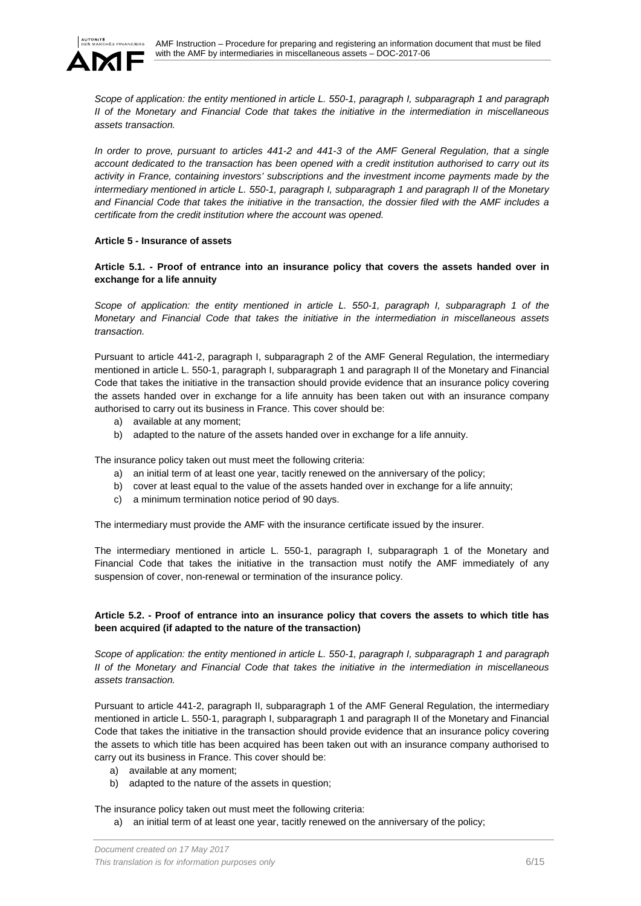*Scope of application: the entity mentioned in article L. 550-1, paragraph I, subparagraph 1 and paragraph II of the Monetary and Financial Code that takes the initiative in the intermediation in miscellaneous assets transaction.*

*In order to prove, pursuant to articles 441-2 and 441-3 of the AMF General Regulation, that a single account dedicated to the transaction has been opened with a credit institution authorised to carry out its activity in France, containing investors' subscriptions and the investment income payments made by the intermediary mentioned in article L. 550-1, paragraph I, subparagraph 1 and paragraph II of the Monetary and Financial Code that takes the initiative in the transaction, the dossier filed with the AMF includes a certificate from the credit institution where the account was opened.*

**Article 5 - Insurance of assets**

**Article 5.1. - Proof of entrance into an insurance policy that covers the assets handed over in exchange for a life annuity**

*Scope of application: the entity mentioned in article L. 550-1, paragraph I, subparagraph 1 of the Monetary and Financial Code that takes the initiative in the intermediation in miscellaneous assets transaction.*

Pursuant to article 441-2, paragraph I, subparagraph 2 of the AMF General Regulation, the intermediary mentioned in article L. 550-1, paragraph I, subparagraph 1 and paragraph II of the Monetary and Financial Code that takes the initiative in the transaction should provide evidence that an insurance policy covering the assets handed over in exchange for a life annuity has been taken out with an insurance company authorised to carry out its business in France. This cover should be:

a) available at any moment;
b) adapted to the nature of the assets handed over in exchange for a life annuity.

The insurance policy taken out must meet the following criteria:

a) an initial term of at least one year, tacitly renewed on the anniversary of the policy;
b) cover at least equal to the value of the assets handed over in exchange for a life annuity;
c) a minimum termination notice period of 90 days.

The intermediary must provide the AMF with the insurance certificate issued by the insurer.

The intermediary mentioned in article L. 550-1, paragraph I, subparagraph 1 of the Monetary and Financial Code that takes the initiative in the transaction must notify the AMF immediately of any suspension of cover, non-renewal or termination of the insurance policy.

**Article 5.2. - Proof of entrance into an insurance policy that covers the assets to which title has been acquired (if adapted to the nature of the transaction)**

*Scope of application: the entity mentioned in article L. 550-1, paragraph I, subparagraph 1 and paragraph II of the Monetary and Financial Code that takes the initiative in the intermediation in miscellaneous assets transaction.*

Pursuant to article 441-2, paragraph II, subparagraph 1 of the AMF General Regulation, the intermediary mentioned in article L. 550-1, paragraph I, subparagraph 1 and paragraph II of the Monetary and Financial Code that takes the initiative in the transaction should provide evidence that an insurance policy covering the assets to which title has been acquired has been taken out with an insurance company authorised to carry out its business in France. This cover should be:

a) available at any moment;
b) adapted to the nature of the assets in question;

The insurance policy taken out must meet the following criteria:

a) an initial term of at least one year, tacitly renewed on the anniversary of the policy;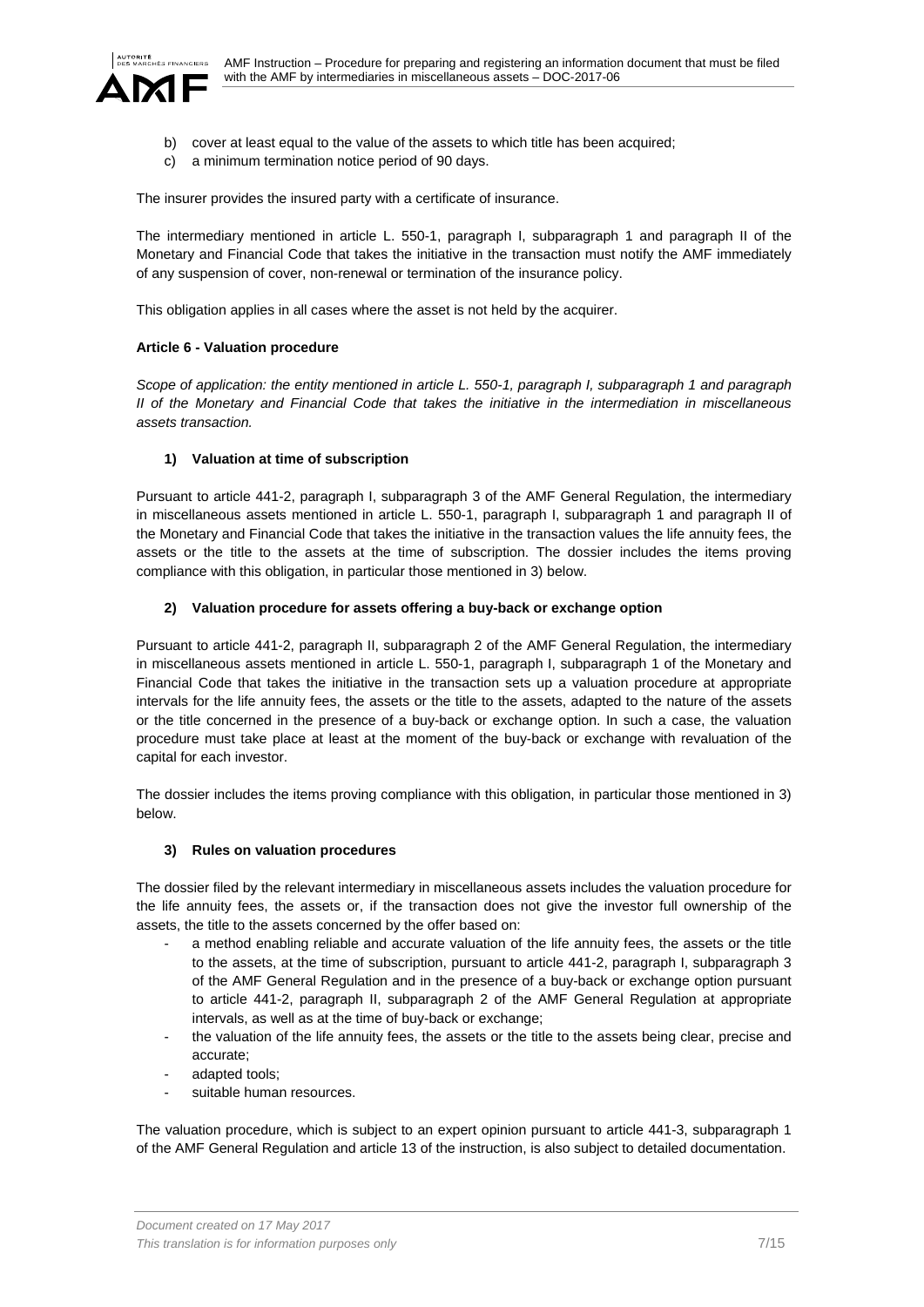b) cover at least equal to the value of the assets to which title has been acquired;
c) a minimum termination notice period of 90 days.

The insurer provides the insured party with a certificate of insurance.

The intermediary mentioned in article L. 550-1, paragraph I, subparagraph 1 and paragraph II of the Monetary and Financial Code that takes the initiative in the transaction must notify the AMF immediately of any suspension of cover, non-renewal or termination of the insurance policy.

This obligation applies in all cases where the asset is not held by the acquirer.

**Article 6 - Valuation procedure**

*Scope of application: the entity mentioned in article L. 550-1, paragraph I, subparagraph 1 and paragraph II of the Monetary and Financial Code that takes the initiative in the intermediation in miscellaneous assets transaction.*

**1) Valuation at time of subscription**

Pursuant to article 441-2, paragraph I, subparagraph 3 of the AMF General Regulation, the intermediary in miscellaneous assets mentioned in article L. 550-1, paragraph I, subparagraph 1 and paragraph II of the Monetary and Financial Code that takes the initiative in the transaction values the life annuity fees, the assets or the title to the assets at the time of subscription. The dossier includes the items proving compliance with this obligation, in particular those mentioned in 3) below.

**2) Valuation procedure for assets offering a buy-back or exchange option**

Pursuant to article 441-2, paragraph II, subparagraph 2 of the AMF General Regulation, the intermediary in miscellaneous assets mentioned in article L. 550-1, paragraph I, subparagraph 1 of the Monetary and Financial Code that takes the initiative in the transaction sets up a valuation procedure at appropriate intervals for the life annuity fees, the assets or the title to the assets, adapted to the nature of the assets or the title concerned in the presence of a buy-back or exchange option. In such a case, the valuation procedure must take place at least at the moment of the buy-back or exchange with revaluation of the capital for each investor.

The dossier includes the items proving compliance with this obligation, in particular those mentioned in 3) below.

**3) Rules on valuation procedures**

The dossier filed by the relevant intermediary in miscellaneous assets includes the valuation procedure for the life annuity fees, the assets or, if the transaction does not give the investor full ownership of the assets, the title to the assets concerned by the offer based on:

- a method enabling reliable and accurate valuation of the life annuity fees, the assets or the title to the assets, at the time of subscription, pursuant to article 441-2, paragraph I, subparagraph 3 of the AMF General Regulation and in the presence of a buy-back or exchange option pursuant to article 441-2, paragraph II, subparagraph 2 of the AMF General Regulation at appropriate intervals, as well as at the time of buy-back or exchange;
- the valuation of the life annuity fees, the assets or the title to the assets being clear, precise and accurate;
- adapted tools;
- suitable human resources.

The valuation procedure, which is subject to an expert opinion pursuant to article 441-3, subparagraph 1 of the AMF General Regulation and article 13 of the instruction, is also subject to detailed documentation.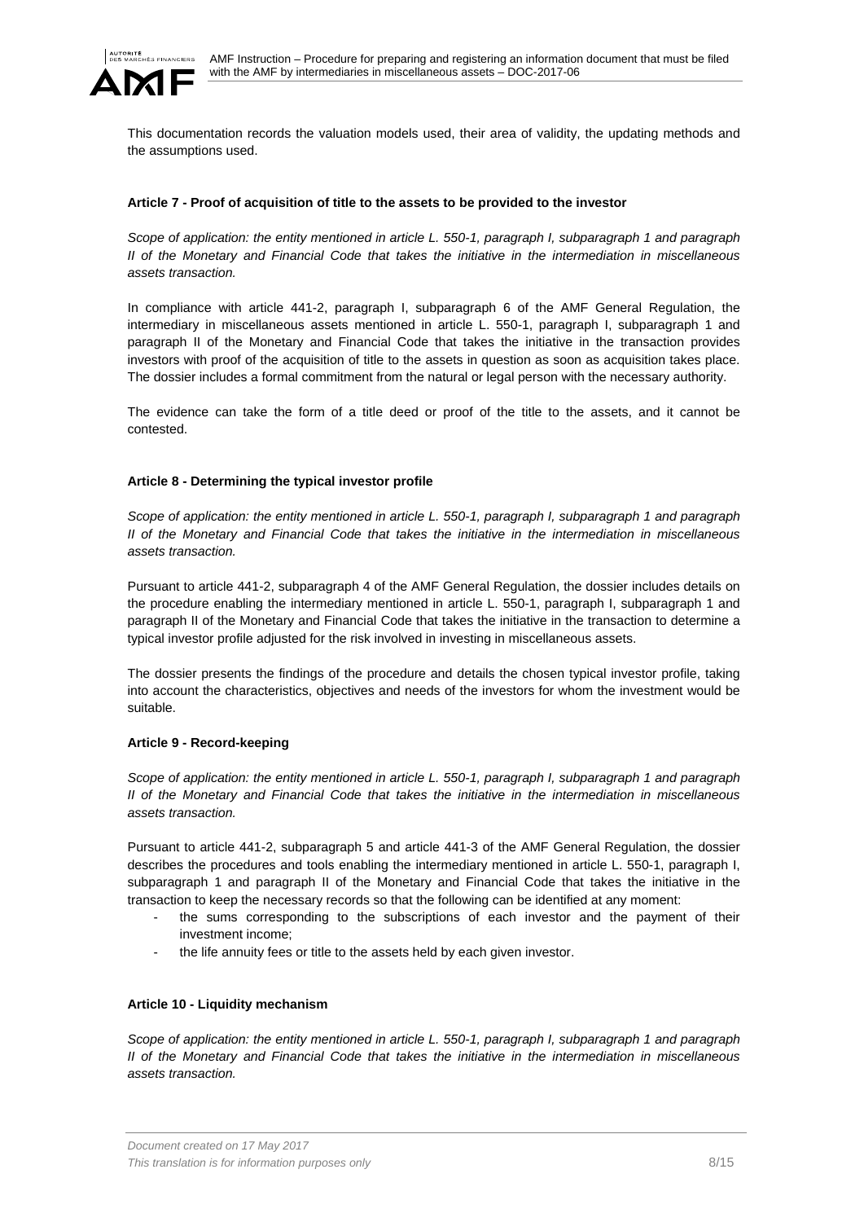This documentation records the valuation models used, their area of validity, the updating methods and the assumptions used.

### Article 7 - Proof of acquisition of title to the assets to be provided to the investor

*Scope of application: the entity mentioned in article L. 550-1, paragraph I, subparagraph 1 and paragraph II of the Monetary and Financial Code that takes the initiative in the intermediation in miscellaneous assets transaction.*

In compliance with article 441-2, paragraph I, subparagraph 6 of the AMF General Regulation, the intermediary in miscellaneous assets mentioned in article L. 550-1, paragraph I, subparagraph 1 and paragraph II of the Monetary and Financial Code that takes the initiative in the transaction provides investors with proof of the acquisition of title to the assets in question as soon as acquisition takes place. The dossier includes a formal commitment from the natural or legal person with the necessary authority.

The evidence can take the form of a title deed or proof of the title to the assets, and it cannot be contested.

### Article 8 - Determining the typical investor profile

*Scope of application: the entity mentioned in article L. 550-1, paragraph I, subparagraph 1 and paragraph II of the Monetary and Financial Code that takes the initiative in the intermediation in miscellaneous assets transaction.*

Pursuant to article 441-2, subparagraph 4 of the AMF General Regulation, the dossier includes details on the procedure enabling the intermediary mentioned in article L. 550-1, paragraph I, subparagraph 1 and paragraph II of the Monetary and Financial Code that takes the initiative in the transaction to determine a typical investor profile adjusted for the risk involved in investing in miscellaneous assets.

The dossier presents the findings of the procedure and details the chosen typical investor profile, taking into account the characteristics, objectives and needs of the investors for whom the investment would be suitable.

### Article 9 - Record-keeping

*Scope of application: the entity mentioned in article L. 550-1, paragraph I, subparagraph 1 and paragraph II of the Monetary and Financial Code that takes the initiative in the intermediation in miscellaneous assets transaction.*

Pursuant to article 441-2, subparagraph 5 and article 441-3 of the AMF General Regulation, the dossier describes the procedures and tools enabling the intermediary mentioned in article L. 550-1, paragraph I, subparagraph 1 and paragraph II of the Monetary and Financial Code that takes the initiative in the transaction to keep the necessary records so that the following can be identified at any moment:

- the sums corresponding to the subscriptions of each investor and the payment of their investment income;
- the life annuity fees or title to the assets held by each given investor.

### Article 10 - Liquidity mechanism

*Scope of application: the entity mentioned in article L. 550-1, paragraph I, subparagraph 1 and paragraph II of the Monetary and Financial Code that takes the initiative in the intermediation in miscellaneous assets transaction.*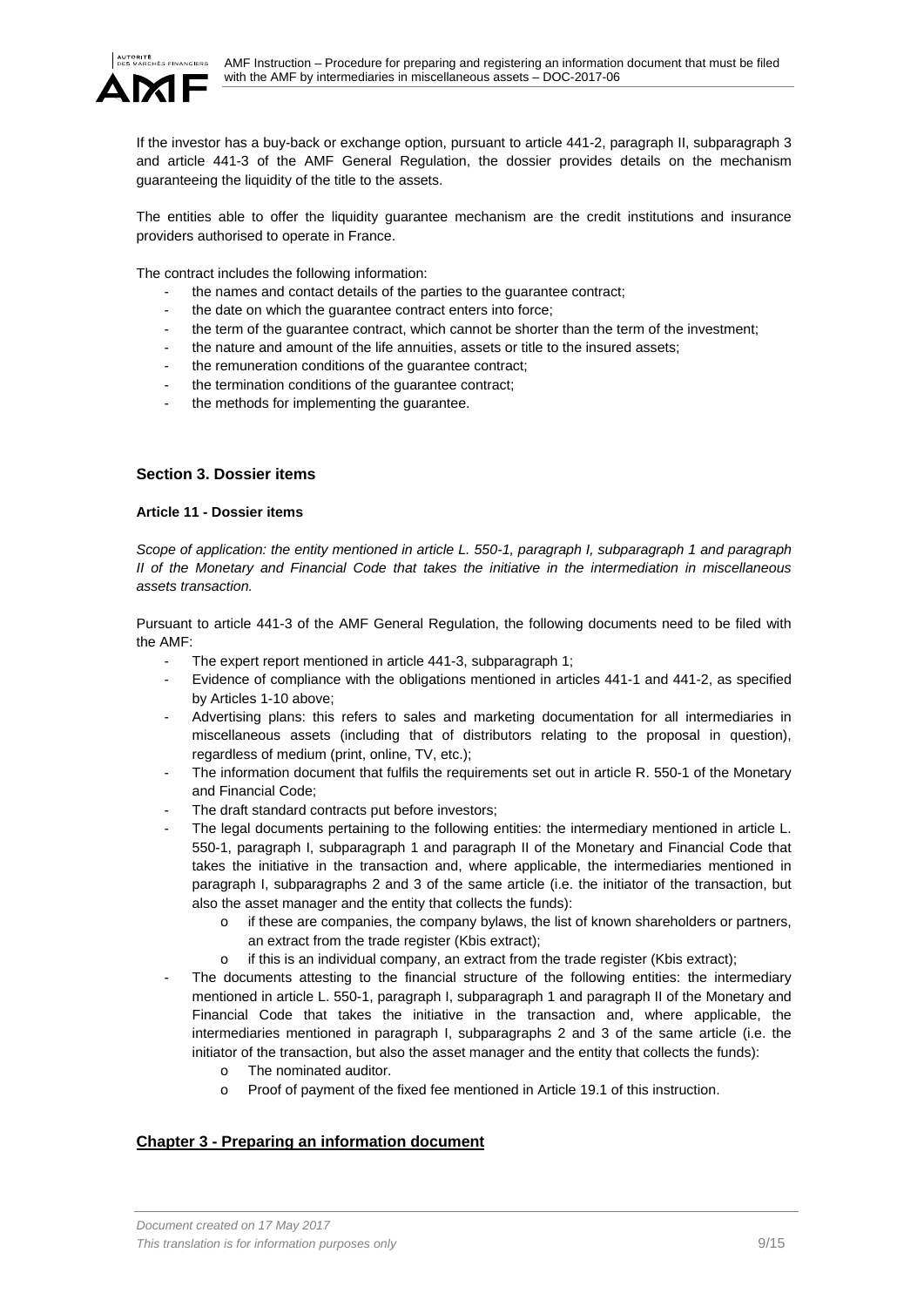If the investor has a buy-back or exchange option, pursuant to article 441-2, paragraph II, subparagraph 3 and article 441-3 of the AMF General Regulation, the dossier provides details on the mechanism guaranteeing the liquidity of the title to the assets.

The entities able to offer the liquidity guarantee mechanism are the credit institutions and insurance providers authorised to operate in France.

The contract includes the following information:

- the names and contact details of the parties to the guarantee contract;
- the date on which the guarantee contract enters into force;
- the term of the guarantee contract, which cannot be shorter than the term of the investment;
- the nature and amount of the life annuities, assets or title to the insured assets;
- the remuneration conditions of the guarantee contract;
- the termination conditions of the guarantee contract;
- the methods for implementing the guarantee.

### Section 3. Dossier items

#### Article 11 - Dossier items

*Scope of application: the entity mentioned in article L. 550-1, paragraph I, subparagraph 1 and paragraph II of the Monetary and Financial Code that takes the initiative in the intermediation in miscellaneous assets transaction.*

Pursuant to article 441-3 of the AMF General Regulation, the following documents need to be filed with the AMF:

- The expert report mentioned in article 441-3, subparagraph 1;
- Evidence of compliance with the obligations mentioned in articles 441-1 and 441-2, as specified by Articles 1-10 above;
- Advertising plans: this refers to sales and marketing documentation for all intermediaries in miscellaneous assets (including that of distributors relating to the proposal in question), regardless of medium (print, online, TV, etc.);
- The information document that fulfils the requirements set out in article R. 550-1 of the Monetary and Financial Code;
- The draft standard contracts put before investors;
- The legal documents pertaining to the following entities: the intermediary mentioned in article L. 550-1, paragraph I, subparagraph 1 and paragraph II of the Monetary and Financial Code that takes the initiative in the transaction and, where applicable, the intermediaries mentioned in paragraph I, subparagraphs 2 and 3 of the same article (i.e. the initiator of the transaction, but also the asset manager and the entity that collects the funds):
  - o if these are companies, the company bylaws, the list of known shareholders or partners, an extract from the trade register (Kbis extract);
  - o if this is an individual company, an extract from the trade register (Kbis extract);
- The documents attesting to the financial structure of the following entities: the intermediary mentioned in article L. 550-1, paragraph I, subparagraph 1 and paragraph II of the Monetary and Financial Code that takes the initiative in the transaction and, where applicable, the intermediaries mentioned in paragraph I, subparagraphs 2 and 3 of the same article (i.e. the initiator of the transaction, but also the asset manager and the entity that collects the funds):
  - o The nominated auditor.
  - o Proof of payment of the fixed fee mentioned in Article 19.1 of this instruction.

## Chapter 3 - Preparing an information document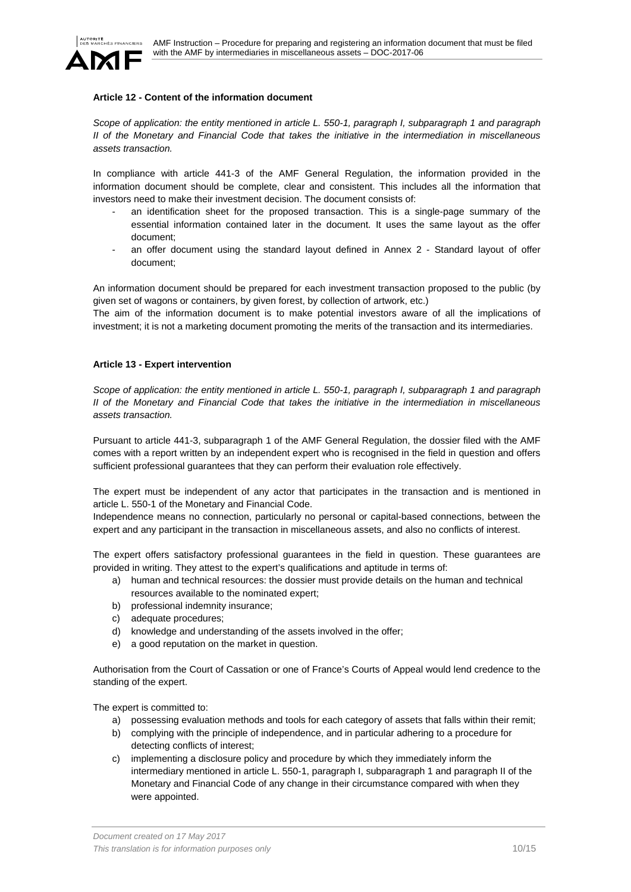**Article 12 - Content of the information document**

*Scope of application: the entity mentioned in article L. 550-1, paragraph I, subparagraph 1 and paragraph II of the Monetary and Financial Code that takes the initiative in the intermediation in miscellaneous assets transaction.*

In compliance with article 441-3 of the AMF General Regulation, the information provided in the information document should be complete, clear and consistent. This includes all the information that investors need to make their investment decision. The document consists of:

- an identification sheet for the proposed transaction. This is a single-page summary of the essential information contained later in the document. It uses the same layout as the offer document;
- an offer document using the standard layout defined in Annex 2 - Standard layout of offer document;

An information document should be prepared for each investment transaction proposed to the public (by given set of wagons or containers, by given forest, by collection of artwork, etc.)
The aim of the information document is to make potential investors aware of all the implications of investment; it is not a marketing document promoting the merits of the transaction and its intermediaries.

**Article 13 - Expert intervention**

*Scope of application: the entity mentioned in article L. 550-1, paragraph I, subparagraph 1 and paragraph II of the Monetary and Financial Code that takes the initiative in the intermediation in miscellaneous assets transaction.*

Pursuant to article 441-3, subparagraph 1 of the AMF General Regulation, the dossier filed with the AMF comes with a report written by an independent expert who is recognised in the field in question and offers sufficient professional guarantees that they can perform their evaluation role effectively.

The expert must be independent of any actor that participates in the transaction and is mentioned in article L. 550-1 of the Monetary and Financial Code.
Independence means no connection, particularly no personal or capital-based connections, between the expert and any participant in the transaction in miscellaneous assets, and also no conflicts of interest.

The expert offers satisfactory professional guarantees in the field in question. These guarantees are provided in writing. They attest to the expert's qualifications and aptitude in terms of:

a) human and technical resources: the dossier must provide details on the human and technical resources available to the nominated expert;
b) professional indemnity insurance;
c) adequate procedures;
d) knowledge and understanding of the assets involved in the offer;
e) a good reputation on the market in question.

Authorisation from the Court of Cassation or one of France's Courts of Appeal would lend credence to the standing of the expert.

The expert is committed to:

a) possessing evaluation methods and tools for each category of assets that falls within their remit;
b) complying with the principle of independence, and in particular adhering to a procedure for detecting conflicts of interest;
c) implementing a disclosure policy and procedure by which they immediately inform the intermediary mentioned in article L. 550-1, paragraph I, subparagraph 1 and paragraph II of the Monetary and Financial Code of any change in their circumstance compared with when they were appointed.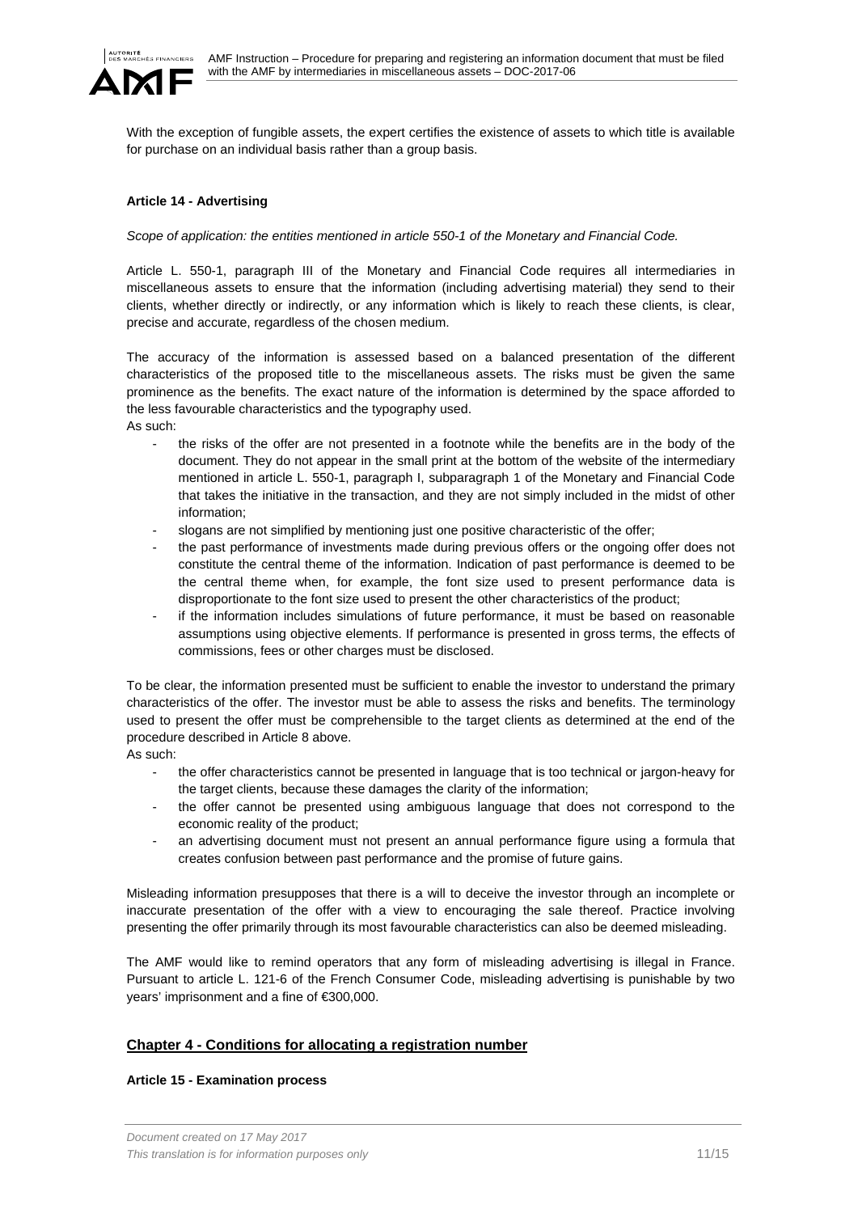With the exception of fungible assets, the expert certifies the existence of assets to which title is available for purchase on an individual basis rather than a group basis.

#### Article 14 - Advertising

*Scope of application: the entities mentioned in article 550-1 of the Monetary and Financial Code.*

Article L. 550-1, paragraph III of the Monetary and Financial Code requires all intermediaries in miscellaneous assets to ensure that the information (including advertising material) they send to their clients, whether directly or indirectly, or any information which is likely to reach these clients, is clear, precise and accurate, regardless of the chosen medium.

The accuracy of the information is assessed based on a balanced presentation of the different characteristics of the proposed title to the miscellaneous assets. The risks must be given the same prominence as the benefits. The exact nature of the information is determined by the space afforded to the less favourable characteristics and the typography used.
As such:

- the risks of the offer are not presented in a footnote while the benefits are in the body of the document. They do not appear in the small print at the bottom of the website of the intermediary mentioned in article L. 550-1, paragraph I, subparagraph 1 of the Monetary and Financial Code that takes the initiative in the transaction, and they are not simply included in the midst of other information;
- slogans are not simplified by mentioning just one positive characteristic of the offer;
- the past performance of investments made during previous offers or the ongoing offer does not constitute the central theme of the information. Indication of past performance is deemed to be the central theme when, for example, the font size used to present performance data is disproportionate to the font size used to present the other characteristics of the product;
- if the information includes simulations of future performance, it must be based on reasonable assumptions using objective elements. If performance is presented in gross terms, the effects of commissions, fees or other charges must be disclosed.

To be clear, the information presented must be sufficient to enable the investor to understand the primary characteristics of the offer. The investor must be able to assess the risks and benefits. The terminology used to present the offer must be comprehensible to the target clients as determined at the end of the procedure described in Article 8 above.
As such:

- the offer characteristics cannot be presented in language that is too technical or jargon-heavy for the target clients, because these damages the clarity of the information;
- the offer cannot be presented using ambiguous language that does not correspond to the economic reality of the product;
- an advertising document must not present an annual performance figure using a formula that creates confusion between past performance and the promise of future gains.

Misleading information presupposes that there is a will to deceive the investor through an incomplete or inaccurate presentation of the offer with a view to encouraging the sale thereof. Practice involving presenting the offer primarily through its most favourable characteristics can also be deemed misleading.

The AMF would like to remind operators that any form of misleading advertising is illegal in France. Pursuant to article L. 121-6 of the French Consumer Code, misleading advertising is punishable by two years' imprisonment and a fine of €300,000.

## Chapter 4 - Conditions for allocating a registration number

#### Article 15 - Examination process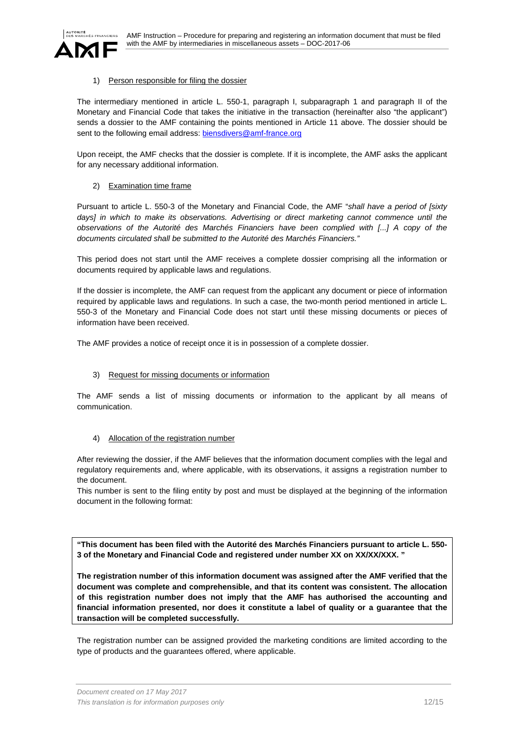1) Person responsible for filing the dossier

The intermediary mentioned in article L. 550-1, paragraph I, subparagraph 1 and paragraph II of the Monetary and Financial Code that takes the initiative in the transaction (hereinafter also "the applicant") sends a dossier to the AMF containing the points mentioned in Article 11 above. The dossier should be sent to the following email address: biensdivers@amf-france.org

Upon receipt, the AMF checks that the dossier is complete. If it is incomplete, the AMF asks the applicant for any necessary additional information.

2) Examination time frame

Pursuant to article L. 550-3 of the Monetary and Financial Code, the AMF "*shall have a period of [sixty days] in which to make its observations. Advertising or direct marketing cannot commence until the observations of the Autorité des Marchés Financiers have been complied with [...] A copy of the documents circulated shall be submitted to the Autorité des Marchés Financiers.*"

This period does not start until the AMF receives a complete dossier comprising all the information or documents required by applicable laws and regulations.

If the dossier is incomplete, the AMF can request from the applicant any document or piece of information required by applicable laws and regulations. In such a case, the two-month period mentioned in article L. 550-3 of the Monetary and Financial Code does not start until these missing documents or pieces of information have been received.

The AMF provides a notice of receipt once it is in possession of a complete dossier.

3) Request for missing documents or information

The AMF sends a list of missing documents or information to the applicant by all means of communication.

4) Allocation of the registration number

After reviewing the dossier, if the AMF believes that the information document complies with the legal and regulatory requirements and, where applicable, with its observations, it assigns a registration number to the document.
This number is sent to the filing entity by post and must be displayed at the beginning of the information document in the following format:

**"This document has been filed with the Autorité des Marchés Financiers pursuant to article L. 550-3 of the Monetary and Financial Code and registered under number XX on XX/XX/XXX. "**

**The registration number of this information document was assigned after the AMF verified that the document was complete and comprehensible, and that its content was consistent. The allocation of this registration number does not imply that the AMF has authorised the accounting and financial information presented, nor does it constitute a label of quality or a guarantee that the transaction will be completed successfully.**

The registration number can be assigned provided the marketing conditions are limited according to the type of products and the guarantees offered, where applicable.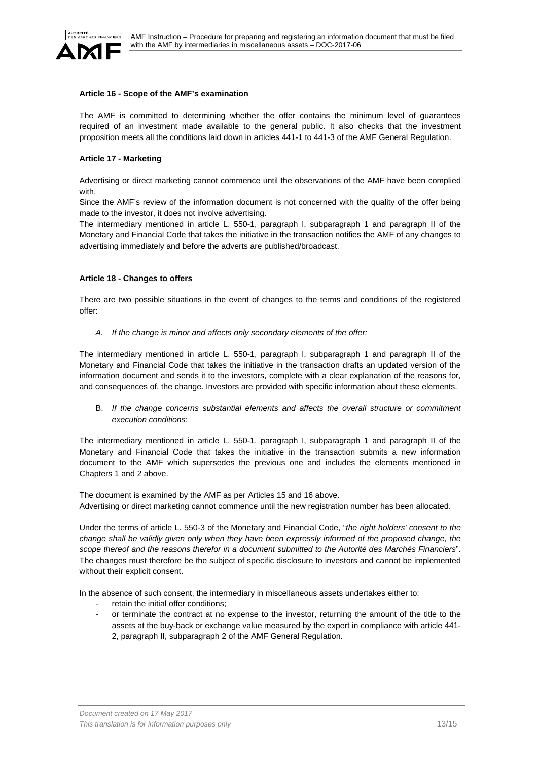**Article 16 - Scope of the AMF's examination**

The AMF is committed to determining whether the offer contains the minimum level of guarantees required of an investment made available to the general public. It also checks that the investment proposition meets all the conditions laid down in articles 441-1 to 441-3 of the AMF General Regulation.

**Article 17 - Marketing**

Advertising or direct marketing cannot commence until the observations of the AMF have been complied with.
Since the AMF's review of the information document is not concerned with the quality of the offer being made to the investor, it does not involve advertising.
The intermediary mentioned in article L. 550-1, paragraph I, subparagraph 1 and paragraph II of the Monetary and Financial Code that takes the initiative in the transaction notifies the AMF of any changes to advertising immediately and before the adverts are published/broadcast.

**Article 18 - Changes to offers**

There are two possible situations in the event of changes to the terms and conditions of the registered offer:

A. *If the change is minor and affects only secondary elements of the offer:*

The intermediary mentioned in article L. 550-1, paragraph I, subparagraph 1 and paragraph II of the Monetary and Financial Code that takes the initiative in the transaction drafts an updated version of the information document and sends it to the investors, complete with a clear explanation of the reasons for, and consequences of, the change. Investors are provided with specific information about these elements.

B. *If the change concerns substantial elements and affects the overall structure or commitment execution conditions*:

The intermediary mentioned in article L. 550-1, paragraph I, subparagraph 1 and paragraph II of the Monetary and Financial Code that takes the initiative in the transaction submits a new information document to the AMF which supersedes the previous one and includes the elements mentioned in Chapters 1 and 2 above.

The document is examined by the AMF as per Articles 15 and 16 above.
Advertising or direct marketing cannot commence until the new registration number has been allocated.

Under the terms of article L. 550-3 of the Monetary and Financial Code, "*the right holders' consent to the change shall be validly given only when they have been expressly informed of the proposed change, the scope thereof and the reasons therefor in a document submitted to the Autorité des Marchés Financiers*". The changes must therefore be the subject of specific disclosure to investors and cannot be implemented without their explicit consent.

In the absence of such consent, the intermediary in miscellaneous assets undertakes either to:

- retain the initial offer conditions;
- or terminate the contract at no expense to the investor, returning the amount of the title to the assets at the buy-back or exchange value measured by the expert in compliance with article 441-2, paragraph II, subparagraph 2 of the AMF General Regulation.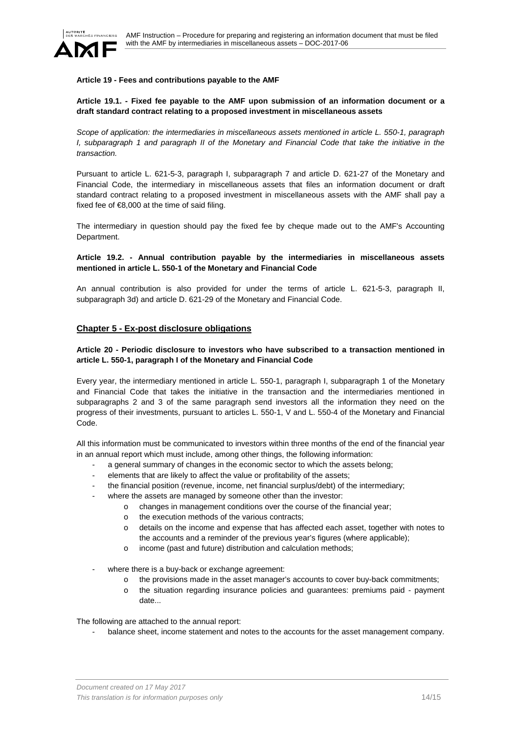**Article 19 - Fees and contributions payable to the AMF**

**Article 19.1. - Fixed fee payable to the AMF upon submission of an information document or a draft standard contract relating to a proposed investment in miscellaneous assets**

*Scope of application: the intermediaries in miscellaneous assets mentioned in article L. 550-1, paragraph I, subparagraph 1 and paragraph II of the Monetary and Financial Code that take the initiative in the transaction.*

Pursuant to article L. 621-5-3, paragraph I, subparagraph 7 and article D. 621-27 of the Monetary and Financial Code, the intermediary in miscellaneous assets that files an information document or draft standard contract relating to a proposed investment in miscellaneous assets with the AMF shall pay a fixed fee of €8,000 at the time of said filing.

The intermediary in question should pay the fixed fee by cheque made out to the AMF's Accounting Department.

**Article 19.2. - Annual contribution payable by the intermediaries in miscellaneous assets mentioned in article L. 550-1 of the Monetary and Financial Code**

An annual contribution is also provided for under the terms of article L. 621-5-3, paragraph II, subparagraph 3d) and article D. 621-29 of the Monetary and Financial Code.

## Chapter 5 - Ex-post disclosure obligations

**Article 20 - Periodic disclosure to investors who have subscribed to a transaction mentioned in article L. 550-1, paragraph I of the Monetary and Financial Code**

Every year, the intermediary mentioned in article L. 550-1, paragraph I, subparagraph 1 of the Monetary and Financial Code that takes the initiative in the transaction and the intermediaries mentioned in subparagraphs 2 and 3 of the same paragraph send investors all the information they need on the progress of their investments, pursuant to articles L. 550-1, V and L. 550-4 of the Monetary and Financial Code.

All this information must be communicated to investors within three months of the end of the financial year in an annual report which must include, among other things, the following information:

- a general summary of changes in the economic sector to which the assets belong;
- elements that are likely to affect the value or profitability of the assets;
- the financial position (revenue, income, net financial surplus/debt) of the intermediary;
- where the assets are managed by someone other than the investor:
  - changes in management conditions over the course of the financial year;
  - the execution methods of the various contracts;
  - details on the income and expense that has affected each asset, together with notes to the accounts and a reminder of the previous year's figures (where applicable);
  - income (past and future) distribution and calculation methods;
- where there is a buy-back or exchange agreement:
  - the provisions made in the asset manager's accounts to cover buy-back commitments;
  - the situation regarding insurance policies and guarantees: premiums paid - payment date...

The following are attached to the annual report:

- balance sheet, income statement and notes to the accounts for the asset management company.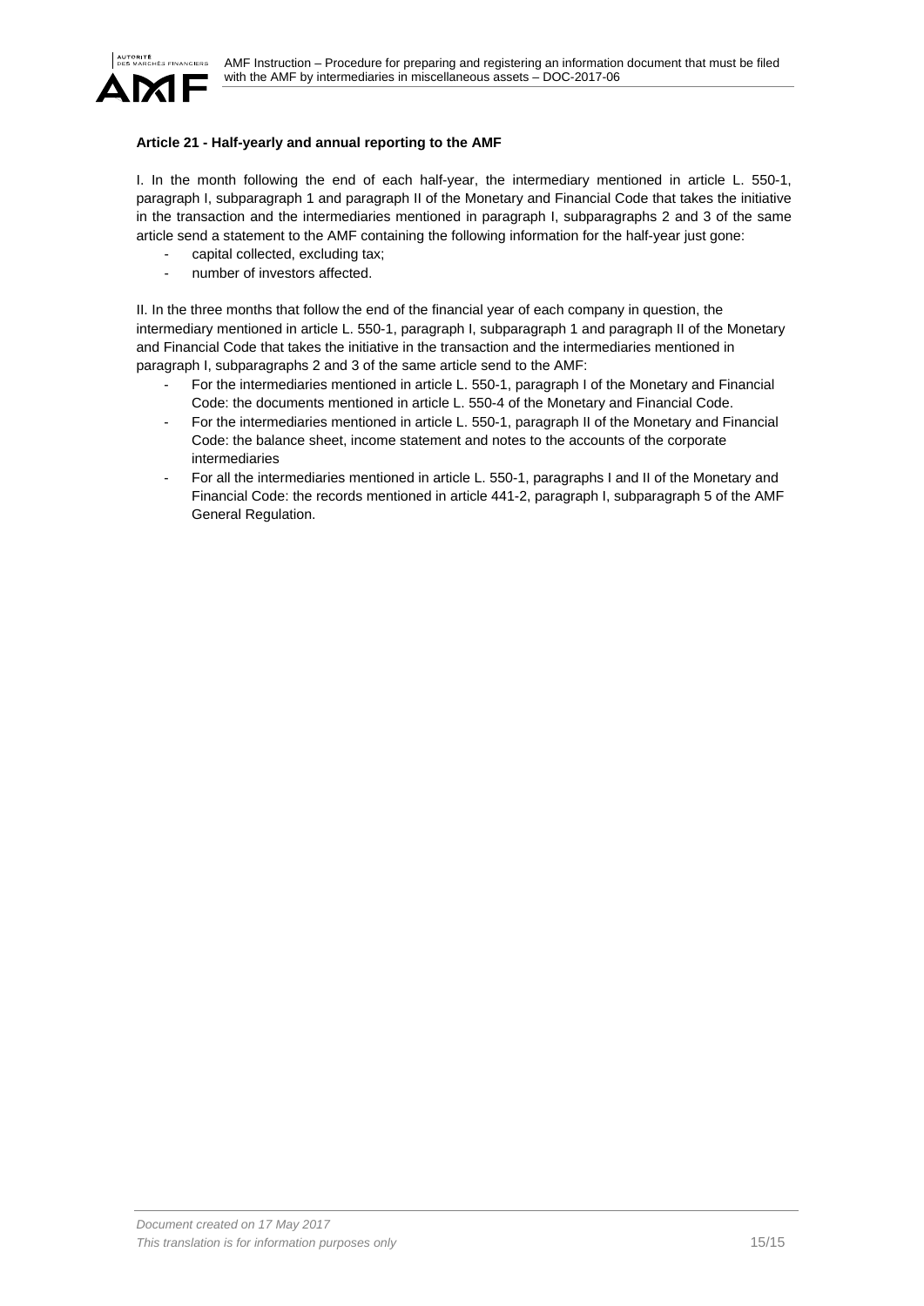**Article 21 - Half-yearly and annual reporting to the AMF**

I. In the month following the end of each half-year, the intermediary mentioned in article L. 550-1, paragraph I, subparagraph 1 and paragraph II of the Monetary and Financial Code that takes the initiative in the transaction and the intermediaries mentioned in paragraph I, subparagraphs 2 and 3 of the same article send a statement to the AMF containing the following information for the half-year just gone:

- capital collected, excluding tax;
- number of investors affected.

II. In the three months that follow the end of the financial year of each company in question, the intermediary mentioned in article L. 550-1, paragraph I, subparagraph 1 and paragraph II of the Monetary and Financial Code that takes the initiative in the transaction and the intermediaries mentioned in paragraph I, subparagraphs 2 and 3 of the same article send to the AMF:

- For the intermediaries mentioned in article L. 550-1, paragraph I of the Monetary and Financial Code: the documents mentioned in article L. 550-4 of the Monetary and Financial Code.
- For the intermediaries mentioned in article L. 550-1, paragraph II of the Monetary and Financial Code: the balance sheet, income statement and notes to the accounts of the corporate intermediaries
- For all the intermediaries mentioned in article L. 550-1, paragraphs I and II of the Monetary and Financial Code: the records mentioned in article 441-2, paragraph I, subparagraph 5 of the AMF General Regulation.